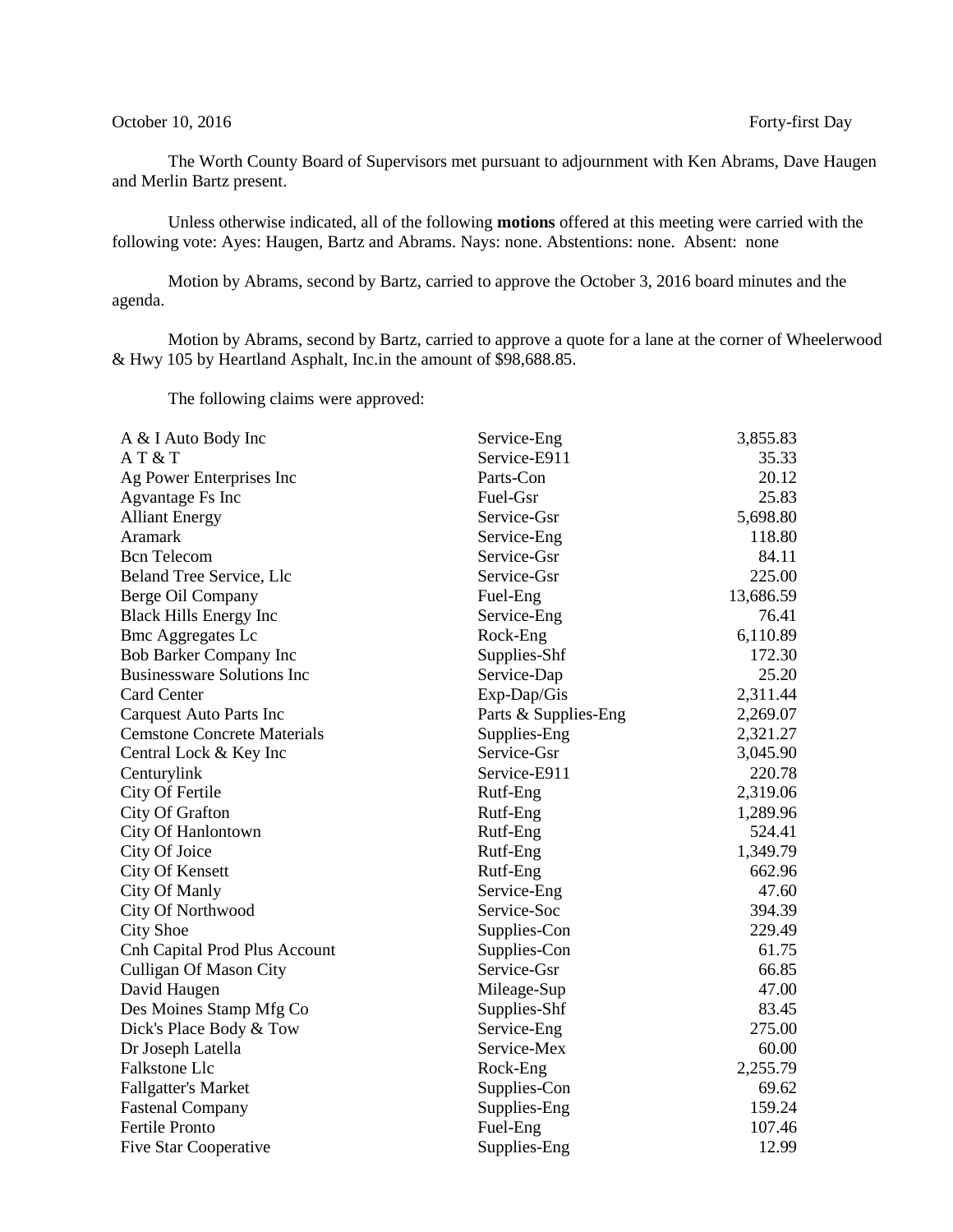October 10, 2016 Forty-first Day

The Worth County Board of Supervisors met pursuant to adjournment with Ken Abrams, Dave Haugen and Merlin Bartz present.

Unless otherwise indicated, all of the following **motions** offered at this meeting were carried with the following vote: Ayes: Haugen, Bartz and Abrams. Nays: none. Abstentions: none. Absent: none

Motion by Abrams, second by Bartz, carried to approve the October 3, 2016 board minutes and the agenda.

Motion by Abrams, second by Bartz, carried to approve a quote for a lane at the corner of Wheelerwood & Hwy 105 by Heartland Asphalt, Inc.in the amount of $98,688.85.

The following claims were approved:

| | | |
|---|---|---|
| A & I Auto Body Inc | Service-Eng | 3,855.83 |
| A T & T | Service-E911 | 35.33 |
| Ag Power Enterprises Inc | Parts-Con | 20.12 |
| Agvantage Fs Inc | Fuel-Gsr | 25.83 |
| Alliant Energy | Service-Gsr | 5,698.80 |
| Aramark | Service-Eng | 118.80 |
| Bcn Telecom | Service-Gsr | 84.11 |
| Beland Tree Service, Llc | Service-Gsr | 225.00 |
| Berge Oil Company | Fuel-Eng | 13,686.59 |
| Black Hills Energy Inc | Service-Eng | 76.41 |
| Bmc Aggregates Lc | Rock-Eng | 6,110.89 |
| Bob Barker Company Inc | Supplies-Shf | 172.30 |
| Businessware Solutions Inc | Service-Dap | 25.20 |
| Card Center | Exp-Dap/Gis | 2,311.44 |
| Carquest Auto Parts Inc | Parts & Supplies-Eng | 2,269.07 |
| Cemstone Concrete Materials | Supplies-Eng | 2,321.27 |
| Central Lock & Key Inc | Service-Gsr | 3,045.90 |
| Centurylink | Service-E911 | 220.78 |
| City Of Fertile | Rutf-Eng | 2,319.06 |
| City Of Grafton | Rutf-Eng | 1,289.96 |
| City Of Hanlontown | Rutf-Eng | 524.41 |
| City Of Joice | Rutf-Eng | 1,349.79 |
| City Of Kensett | Rutf-Eng | 662.96 |
| City Of Manly | Service-Eng | 47.60 |
| City Of Northwood | Service-Soc | 394.39 |
| City Shoe | Supplies-Con | 229.49 |
| Cnh Capital Prod Plus Account | Supplies-Con | 61.75 |
| Culligan Of Mason City | Service-Gsr | 66.85 |
| David Haugen | Mileage-Sup | 47.00 |
| Des Moines Stamp Mfg Co | Supplies-Shf | 83.45 |
| Dick's Place Body & Tow | Service-Eng | 275.00 |
| Dr Joseph Latella | Service-Mex | 60.00 |
| Falkstone Llc | Rock-Eng | 2,255.79 |
| Fallgatter's Market | Supplies-Con | 69.62 |
| Fastenal Company | Supplies-Eng | 159.24 |
| Fertile Pronto | Fuel-Eng | 107.46 |
| Five Star Cooperative | Supplies-Eng | 12.99 |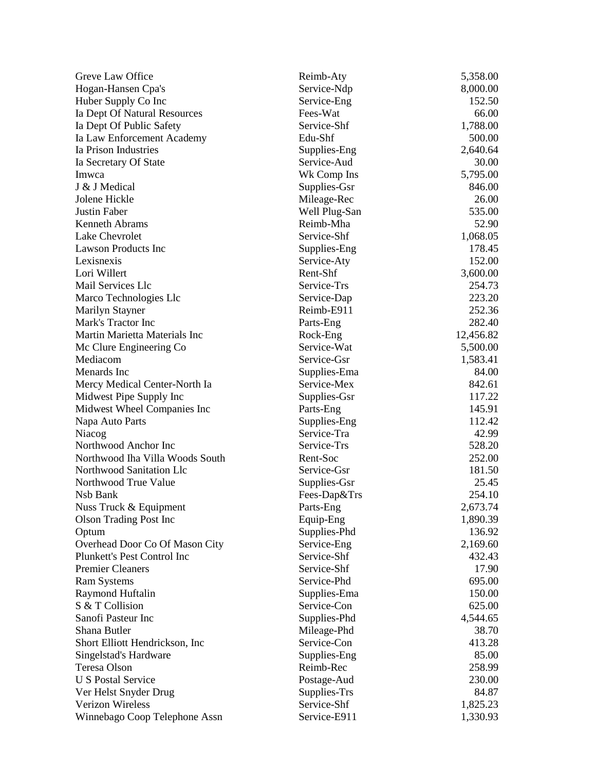| | | |
|---|---|---|
| Greve Law Office | Reimb-Aty | 5,358.00 |
| Hogan-Hansen Cpa's | Service-Ndp | 8,000.00 |
| Huber Supply Co Inc | Service-Eng | 152.50 |
| Ia Dept Of Natural Resources | Fees-Wat | 66.00 |
| Ia Dept Of Public Safety | Service-Shf | 1,788.00 |
| Ia Law Enforcement Academy | Edu-Shf | 500.00 |
| Ia Prison Industries | Supplies-Eng | 2,640.64 |
| Ia Secretary Of State | Service-Aud | 30.00 |
| Imwca | Wk Comp Ins | 5,795.00 |
| J & J Medical | Supplies-Gsr | 846.00 |
| Jolene Hickle | Mileage-Rec | 26.00 |
| Justin Faber | Well Plug-San | 535.00 |
| Kenneth Abrams | Reimb-Mha | 52.90 |
| Lake Chevrolet | Service-Shf | 1,068.05 |
| Lawson Products Inc | Supplies-Eng | 178.45 |
| Lexisnexis | Service-Aty | 152.00 |
| Lori Willert | Rent-Shf | 3,600.00 |
| Mail Services Llc | Service-Trs | 254.73 |
| Marco Technologies Llc | Service-Dap | 223.20 |
| Marilyn Stayner | Reimb-E911 | 252.36 |
| Mark's Tractor Inc | Parts-Eng | 282.40 |
| Martin Marietta Materials Inc | Rock-Eng | 12,456.82 |
| Mc Clure Engineering Co | Service-Wat | 5,500.00 |
| Mediacom | Service-Gsr | 1,583.41 |
| Menards Inc | Supplies-Ema | 84.00 |
| Mercy Medical Center-North Ia | Service-Mex | 842.61 |
| Midwest Pipe Supply Inc | Supplies-Gsr | 117.22 |
| Midwest Wheel Companies Inc | Parts-Eng | 145.91 |
| Napa Auto Parts | Supplies-Eng | 112.42 |
| Niacog | Service-Tra | 42.99 |
| Northwood Anchor Inc | Service-Trs | 528.20 |
| Northwood Iha Villa Woods South | Rent-Soc | 252.00 |
| Northwood Sanitation Llc | Service-Gsr | 181.50 |
| Northwood True Value | Supplies-Gsr | 25.45 |
| Nsb Bank | Fees-Dap&Trs | 254.10 |
| Nuss Truck & Equipment | Parts-Eng | 2,673.74 |
| Olson Trading Post Inc | Equip-Eng | 1,890.39 |
| Optum | Supplies-Phd | 136.92 |
| Overhead Door Co Of Mason City | Service-Eng | 2,169.60 |
| Plunkett's Pest Control Inc | Service-Shf | 432.43 |
| Premier Cleaners | Service-Shf | 17.90 |
| Ram Systems | Service-Phd | 695.00 |
| Raymond Huftalin | Supplies-Ema | 150.00 |
| S & T Collision | Service-Con | 625.00 |
| Sanofi Pasteur Inc | Supplies-Phd | 4,544.65 |
| Shana Butler | Mileage-Phd | 38.70 |
| Short Elliott Hendrickson, Inc | Service-Con | 413.28 |
| Singelstad's Hardware | Supplies-Eng | 85.00 |
| Teresa Olson | Reimb-Rec | 258.99 |
| U S Postal Service | Postage-Aud | 230.00 |
| Ver Helst Snyder Drug | Supplies-Trs | 84.87 |
| Verizon Wireless | Service-Shf | 1,825.23 |
| Winnebago Coop Telephone Assn | Service-E911 | 1,330.93 |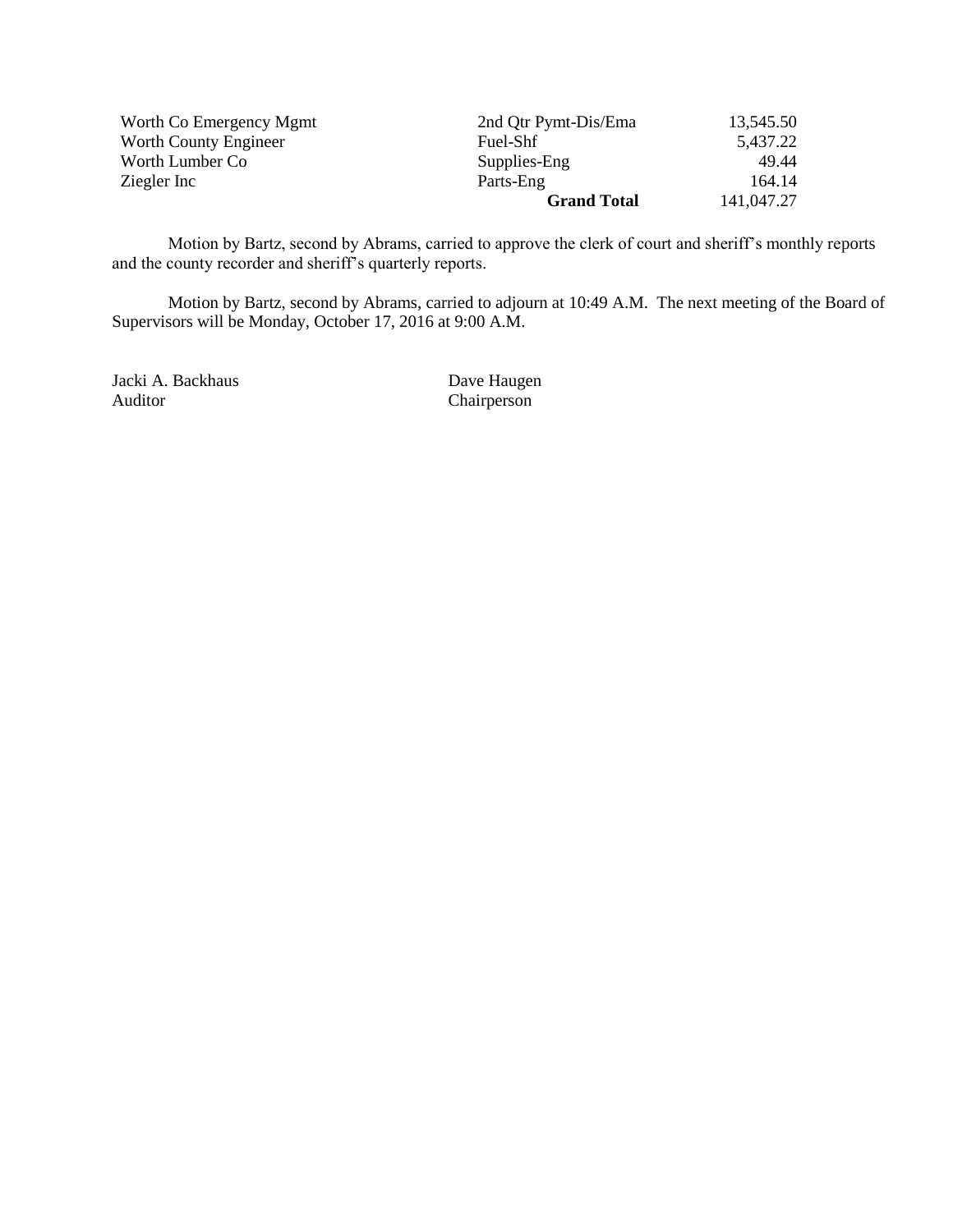| | | |
|---|---|---|
| Worth Co Emergency Mgmt | 2nd Qtr Pymt-Dis/Ema | 13,545.50 |
| Worth County Engineer | Fuel-Shf | 5,437.22 |
| Worth Lumber Co | Supplies-Eng | 49.44 |
| Ziegler Inc | Parts-Eng | 164.14 |
| | **Grand Total** | 141,047.27 |

Motion by Bartz, second by Abrams, carried to approve the clerk of court and sheriff's monthly reports and the county recorder and sheriff's quarterly reports.

Motion by Bartz, second by Abrams, carried to adjourn at 10:49 A.M. The next meeting of the Board of Supervisors will be Monday, October 17, 2016 at 9:00 A.M.

Jacki A. Backhaus
Auditor

Dave Haugen
Chairperson